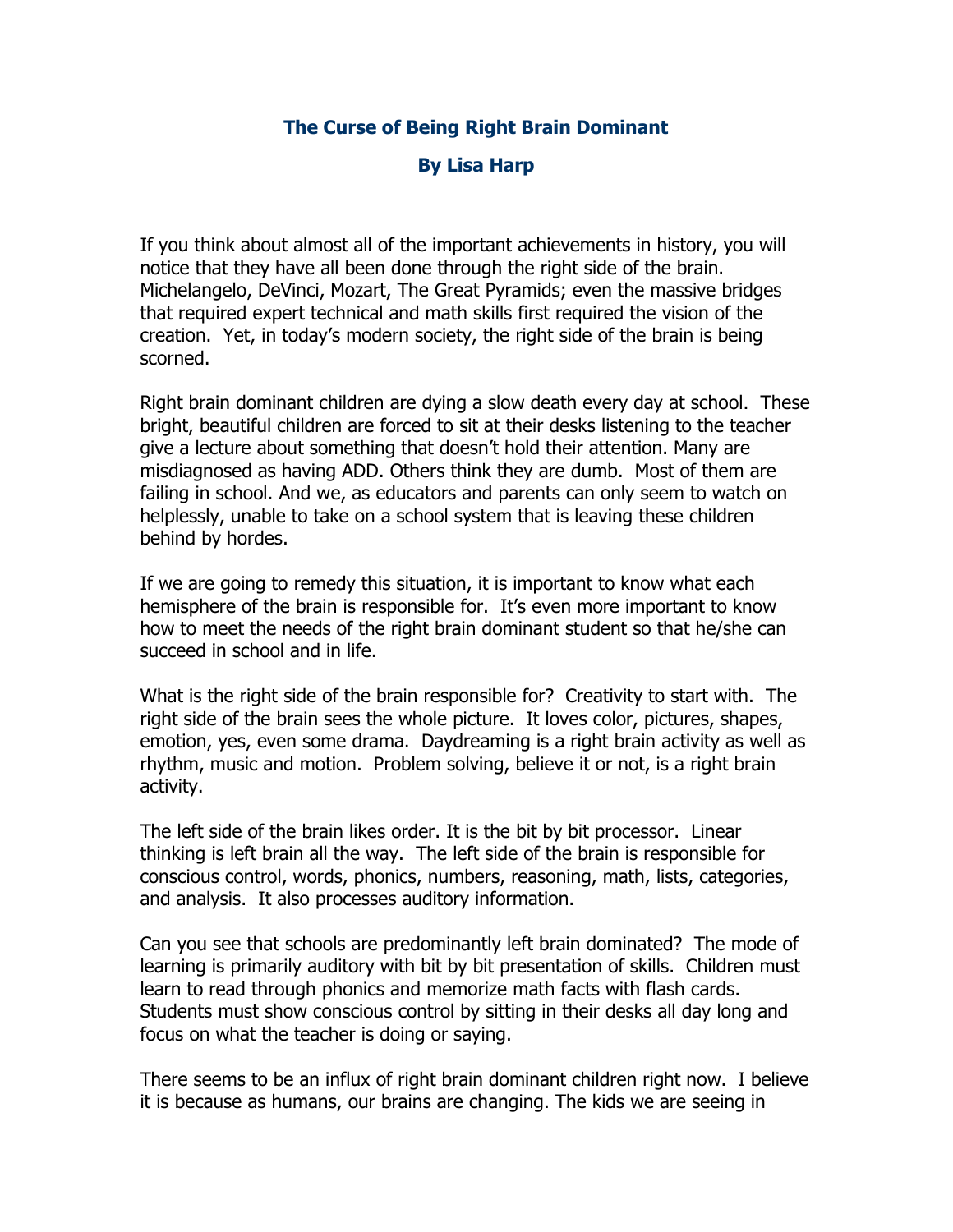# The Curse of Being Right Brain Dominant

## By Lisa Harp

If you think about almost all of the important achievements in history, you will notice that they have all been done through the right side of the brain. Michelangelo, DeVinci, Mozart, The Great Pyramids; even the massive bridges that required expert technical and math skills first required the vision of the creation. Yet, in today's modern society, the right side of the brain is being scorned.

Right brain dominant children are dying a slow death every day at school. These bright, beautiful children are forced to sit at their desks listening to the teacher give a lecture about something that doesn't hold their attention. Many are misdiagnosed as having ADD. Others think they are dumb. Most of them are failing in school. And we, as educators and parents can only seem to watch on helplessly, unable to take on a school system that is leaving these children behind by hordes.

If we are going to remedy this situation, it is important to know what each hemisphere of the brain is responsible for. It's even more important to know how to meet the needs of the right brain dominant student so that he/she can succeed in school and in life.

What is the right side of the brain responsible for? Creativity to start with. The right side of the brain sees the whole picture. It loves color, pictures, shapes, emotion, yes, even some drama. Daydreaming is a right brain activity as well as rhythm, music and motion. Problem solving, believe it or not, is a right brain activity.

The left side of the brain likes order. It is the bit by bit processor. Linear thinking is left brain all the way. The left side of the brain is responsible for conscious control, words, phonics, numbers, reasoning, math, lists, categories, and analysis. It also processes auditory information.

Can you see that schools are predominantly left brain dominated? The mode of learning is primarily auditory with bit by bit presentation of skills. Children must learn to read through phonics and memorize math facts with flash cards. Students must show conscious control by sitting in their desks all day long and focus on what the teacher is doing or saying.

There seems to be an influx of right brain dominant children right now. I believe it is because as humans, our brains are changing. The kids we are seeing in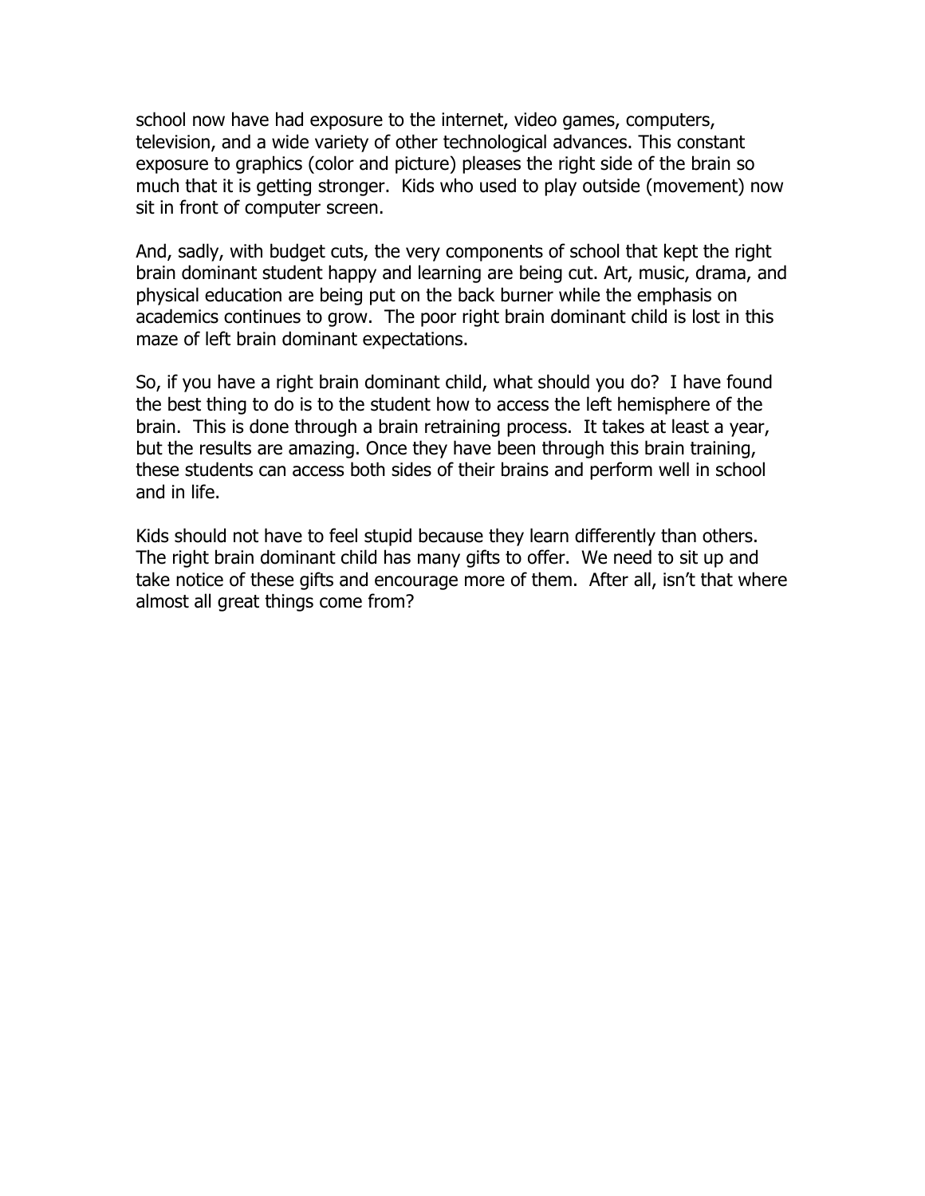school now have had exposure to the internet, video games, computers, television, and a wide variety of other technological advances. This constant exposure to graphics (color and picture) pleases the right side of the brain so much that it is getting stronger. Kids who used to play outside (movement) now sit in front of computer screen.

And, sadly, with budget cuts, the very components of school that kept the right brain dominant student happy and learning are being cut. Art, music, drama, and physical education are being put on the back burner while the emphasis on academics continues to grow. The poor right brain dominant child is lost in this maze of left brain dominant expectations.

So, if you have a right brain dominant child, what should you do? I have found the best thing to do is to the student how to access the left hemisphere of the brain. This is done through a brain retraining process. It takes at least a year, but the results are amazing. Once they have been through this brain training, these students can access both sides of their brains and perform well in school and in life.

Kids should not have to feel stupid because they learn differently than others. The right brain dominant child has many gifts to offer. We need to sit up and take notice of these gifts and encourage more of them. After all, isn't that where almost all great things come from?